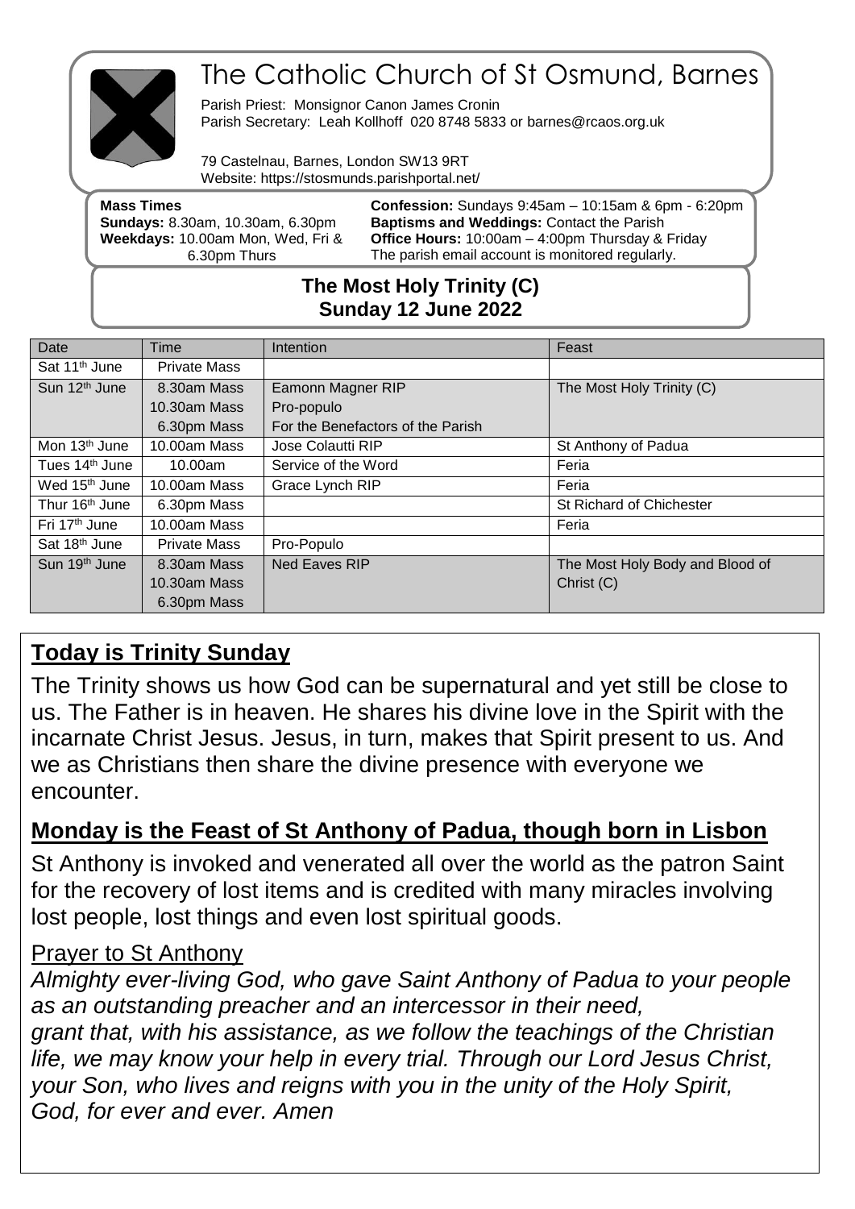# The Catholic Church of St Osmund, Barnes

Parish Priest: Monsignor Canon James Cronin
Parish Secretary: Leah Kollhoff 020 8748 5833 or barnes@rcaos.org.uk

79 Castelnau, Barnes, London SW13 9RT
Website: https://stosmunds.parishportal.net/

**Mass Times**
**Sundays:** 8.30am, 10.30am, 6.30pm
**Weekdays:** 10.00am Mon, Wed, Fri & 6.30pm Thurs

**Confession:** Sundays 9:45am – 10:15am & 6pm - 6:20pm
**Baptisms and Weddings:** Contact the Parish
**Office Hours:** 10:00am – 4:00pm Thursday & Friday
The parish email account is monitored regularly.

**The Most Holy Trinity (C)**
**Sunday 12 June 2022**

| Date | Time | Intention | Feast |
|---|---|---|---|
| Sat 11th June | Private Mass | | |
| Sun 12th June | 8.30am Mass<br>10.30am Mass<br>6.30pm Mass | Eamonn Magner RIP<br>Pro-populo<br>For the Benefactors of the Parish | The Most Holy Trinity (C) |
| Mon 13th June | 10.00am Mass | Jose Colautti RIP | St Anthony of Padua |
| Tues 14th June | 10.00am | Service of the Word | Feria |
| Wed 15th June | 10.00am Mass | Grace Lynch RIP | Feria |
| Thur 16th June | 6.30pm Mass | | St Richard of Chichester |
| Fri 17th June | 10.00am Mass | | Feria |
| Sat 18th June | Private Mass | Pro-Populo | |
| Sun 19th June | 8.30am Mass<br>10.30am Mass<br>6.30pm Mass | Ned Eaves RIP | The Most Holy Body and Blood of Christ (C) |

## Today is Trinity Sunday

The Trinity shows us how God can be supernatural and yet still be close to us. The Father is in heaven. He shares his divine love in the Spirit with the incarnate Christ Jesus. Jesus, in turn, makes that Spirit present to us. And we as Christians then share the divine presence with everyone we encounter.

## Monday is the Feast of St Anthony of Padua, though born in Lisbon

St Anthony is invoked and venerated all over the world as the patron Saint for the recovery of lost items and is credited with many miracles involving lost people, lost things and even lost spiritual goods.

### Prayer to St Anthony

*Almighty ever-living God, who gave Saint Anthony of Padua to your people as an outstanding preacher and an intercessor in their need, grant that, with his assistance, as we follow the teachings of the Christian life, we may know your help in every trial. Through our Lord Jesus Christ, your Son, who lives and reigns with you in the unity of the Holy Spirit, God, for ever and ever. Amen*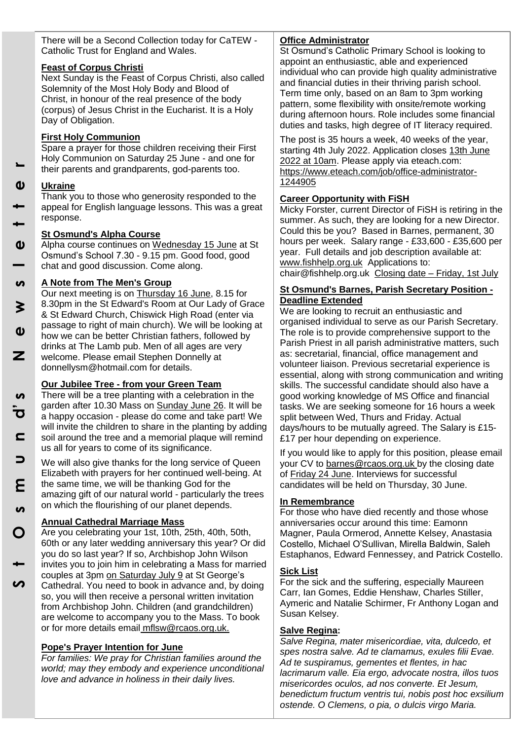There will be a Second Collection today for CaTEW - Catholic Trust for England and Wales.

### Feast of Corpus Christi

Next Sunday is the Feast of Corpus Christi, also called Solemnity of the Most Holy Body and Blood of Christ, in honour of the real presence of the body (corpus) of Jesus Christ in the Eucharist. It is a Holy Day of Obligation.

### First Holy Communion

Spare a prayer for those children receiving their First Holy Communion on Saturday 25 June - and one for their parents and grandparents, god-parents too.

### Ukraine

Thank you to those who generosity responded to the appeal for English language lessons. This was a great response.

### St Osmund's Alpha Course

Alpha course continues on Wednesday 15 June at St Osmund's School 7.30 - 9.15 pm. Good food, good chat and good discussion. Come along.

### A Note from The Men's Group

Our next meeting is on Thursday 16 June, 8.15 for 8.30pm in the St Edward's Room at Our Lady of Grace & St Edward Church, Chiswick High Road (enter via passage to right of main church). We will be looking at how we can be better Christian fathers, followed by drinks at The Lamb pub. Men of all ages are very welcome. Please email Stephen Donnelly at donnellysm@hotmail.com for details.

### Our Jubilee Tree - from your Green Team

There will be a tree planting with a celebration in the garden after 10.30 Mass on Sunday June 26. It will be a happy occasion - please do come and take part! We will invite the children to share in the planting by adding soil around the tree and a memorial plaque will remind us all for years to come of its significance.

We will also give thanks for the long service of Queen Elizabeth with prayers for her continued well-being. At the same time, we will be thanking God for the amazing gift of our natural world - particularly the trees on which the flourishing of our planet depends.

### Annual Cathedral Marriage Mass

Are you celebrating your 1st, 10th, 25th, 40th, 50th, 60th or any later wedding anniversary this year? Or did you do so last year? If so, Archbishop John Wilson invites you to join him in celebrating a Mass for married couples at 3pm on Saturday July 9 at St George's Cathedral. You need to book in advance and, by doing so, you will then receive a personal written invitation from Archbishop John. Children (and grandchildren) are welcome to accompany you to the Mass. To book or for more details email mflsw@rcaos.org.uk.

### Pope's Prayer Intention for June

*For families: We pray for Christian families around the world; may they embody and experience unconditional love and advance in holiness in their daily lives.*

### Office Administrator

St Osmund's Catholic Primary School is looking to appoint an enthusiastic, able and experienced individual who can provide high quality administrative and financial duties in their thriving parish school. Term time only, based on an 8am to 3pm working pattern, some flexibility with onsite/remote working during afternoon hours. Role includes some financial duties and tasks, high degree of IT literacy required.

The post is 35 hours a week, 40 weeks of the year, starting 4th July 2022. Application closes 13th June 2022 at 10am. Please apply via eteach.com: https://www.eteach.com/job/office-administrator-1244905

### Career Opportunity with FiSH

Micky Forster, current Director of FiSH is retiring in the summer. As such, they are looking for a new Director. Could this be you? Based in Barnes, permanent, 30 hours per week. Salary range - £33,600 - £35,600 per year. Full details and job description available at: www.fishhelp.org.uk Applications to: chair@fishhelp.org.uk Closing date – Friday, 1st July

### St Osmund's Barnes, Parish Secretary Position - Deadline Extended

We are looking to recruit an enthusiastic and organised individual to serve as our Parish Secretary. The role is to provide comprehensive support to the Parish Priest in all parish administrative matters, such as: secretarial, financial, office management and volunteer liaison. Previous secretarial experience is essential, along with strong communication and writing skills. The successful candidate should also have a good working knowledge of MS Office and financial tasks. We are seeking someone for 16 hours a week split between Wed, Thurs and Friday. Actual days/hours to be mutually agreed. The Salary is £15-£17 per hour depending on experience.

If you would like to apply for this position, please email your CV to barnes@rcaos.org.uk by the closing date of Friday 24 June. Interviews for successful candidates will be held on Thursday, 30 June.

### In Remembrance

For those who have died recently and those whose anniversaries occur around this time: Eamonn Magner, Paula Ormerod, Annette Kelsey, Anastasia Costello, Michael O'Sullivan, Mirella Baldwin, Saleh Estaphanos, Edward Fennessey, and Patrick Costello.

### Sick List

For the sick and the suffering, especially Maureen Carr, Ian Gomes, Eddie Henshaw, Charles Stiller, Aymeric and Natalie Schirmer, Fr Anthony Logan and Susan Kelsey.

### Salve Regina:

*Salve Regina, mater misericordiae, vita, dulcedo, et spes nostra salve. Ad te clamamus, exules filii Evae. Ad te suspiramus, gementes et flentes, in hac lacrimarum valle. Eia ergo, advocate nostra, illos tuos misericordes oculos, ad nos converte. Et Jesum, benedictum fructum ventris tui, nobis post hoc exsilium ostende. O Clemens, o pia, o dulcis virgo Maria.*